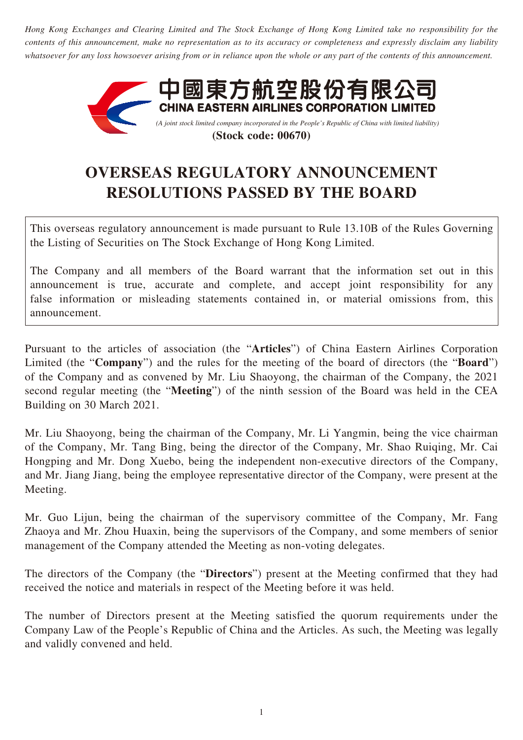*Hong Kong Exchanges and Clearing Limited and The Stock Exchange of Hong Kong Limited take no responsibility for the contents of this announcement, make no representation as to its accuracy or completeness and expressly disclaim any liability whatsoever for any loss howsoever arising from or in reliance upon the whole or any part of the contents of this announcement.*

**中國東方航空股份有限公司**
**CHINA EASTERN AIRLINES CORPORATION LIMITED**
*(A joint stock limited company incorporated in the People's Republic of China with limited liability)*
**(Stock code: 00670)**

# OVERSEAS REGULATORY ANNOUNCEMENT RESOLUTIONS PASSED BY THE BOARD

This overseas regulatory announcement is made pursuant to Rule 13.10B of the Rules Governing the Listing of Securities on The Stock Exchange of Hong Kong Limited.

The Company and all members of the Board warrant that the information set out in this announcement is true, accurate and complete, and accept joint responsibility for any false information or misleading statements contained in, or material omissions from, this announcement.

Pursuant to the articles of association (the "**Articles**") of China Eastern Airlines Corporation Limited (the "**Company**") and the rules for the meeting of the board of directors (the "**Board**") of the Company and as convened by Mr. Liu Shaoyong, the chairman of the Company, the 2021 second regular meeting (the "**Meeting**") of the ninth session of the Board was held in the CEA Building on 30 March 2021.

Mr. Liu Shaoyong, being the chairman of the Company, Mr. Li Yangmin, being the vice chairman of the Company, Mr. Tang Bing, being the director of the Company, Mr. Shao Ruiqing, Mr. Cai Hongping and Mr. Dong Xuebo, being the independent non-executive directors of the Company, and Mr. Jiang Jiang, being the employee representative director of the Company, were present at the Meeting.

Mr. Guo Lijun, being the chairman of the supervisory committee of the Company, Mr. Fang Zhaoya and Mr. Zhou Huaxin, being the supervisors of the Company, and some members of senior management of the Company attended the Meeting as non-voting delegates.

The directors of the Company (the "**Directors**") present at the Meeting confirmed that they had received the notice and materials in respect of the Meeting before it was held.

The number of Directors present at the Meeting satisfied the quorum requirements under the Company Law of the People's Republic of China and the Articles. As such, the Meeting was legally and validly convened and held.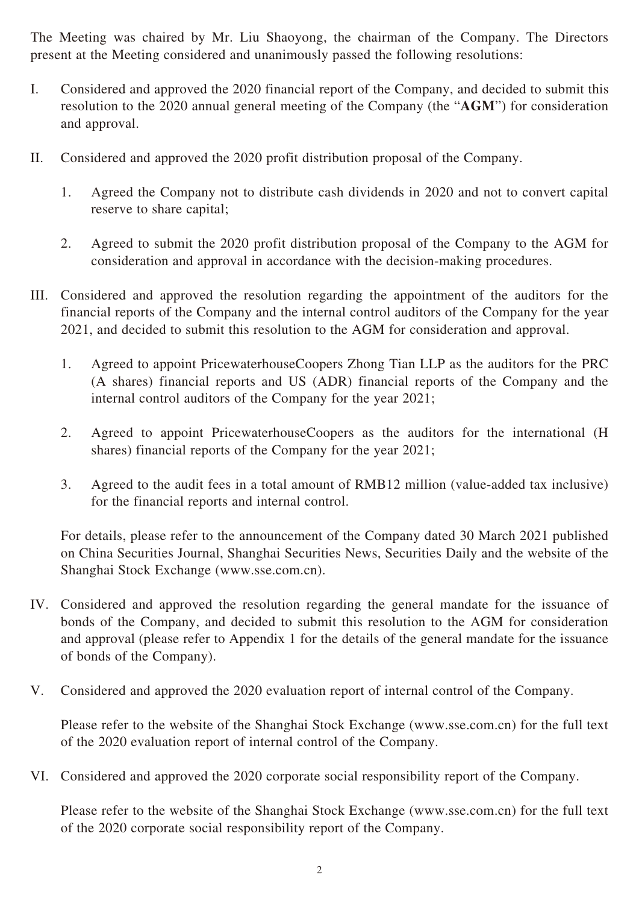The Meeting was chaired by Mr. Liu Shaoyong, the chairman of the Company. The Directors present at the Meeting considered and unanimously passed the following resolutions:

I. Considered and approved the 2020 financial report of the Company, and decided to submit this resolution to the 2020 annual general meeting of the Company (the "**AGM**") for consideration and approval.

II. Considered and approved the 2020 profit distribution proposal of the Company.

   1. Agreed the Company not to distribute cash dividends in 2020 and not to convert capital reserve to share capital;

   2. Agreed to submit the 2020 profit distribution proposal of the Company to the AGM for consideration and approval in accordance with the decision-making procedures.

III. Considered and approved the resolution regarding the appointment of the auditors for the financial reports of the Company and the internal control auditors of the Company for the year 2021, and decided to submit this resolution to the AGM for consideration and approval.

   1. Agreed to appoint PricewaterhouseCoopers Zhong Tian LLP as the auditors for the PRC (A shares) financial reports and US (ADR) financial reports of the Company and the internal control auditors of the Company for the year 2021;

   2. Agreed to appoint PricewaterhouseCoopers as the auditors for the international (H shares) financial reports of the Company for the year 2021;

   3. Agreed to the audit fees in a total amount of RMB12 million (value-added tax inclusive) for the financial reports and internal control.

   For details, please refer to the announcement of the Company dated 30 March 2021 published on China Securities Journal, Shanghai Securities News, Securities Daily and the website of the Shanghai Stock Exchange (www.sse.com.cn).

IV. Considered and approved the resolution regarding the general mandate for the issuance of bonds of the Company, and decided to submit this resolution to the AGM for consideration and approval (please refer to Appendix 1 for the details of the general mandate for the issuance of bonds of the Company).

V. Considered and approved the 2020 evaluation report of internal control of the Company.

   Please refer to the website of the Shanghai Stock Exchange (www.sse.com.cn) for the full text of the 2020 evaluation report of internal control of the Company.

VI. Considered and approved the 2020 corporate social responsibility report of the Company.

   Please refer to the website of the Shanghai Stock Exchange (www.sse.com.cn) for the full text of the 2020 corporate social responsibility report of the Company.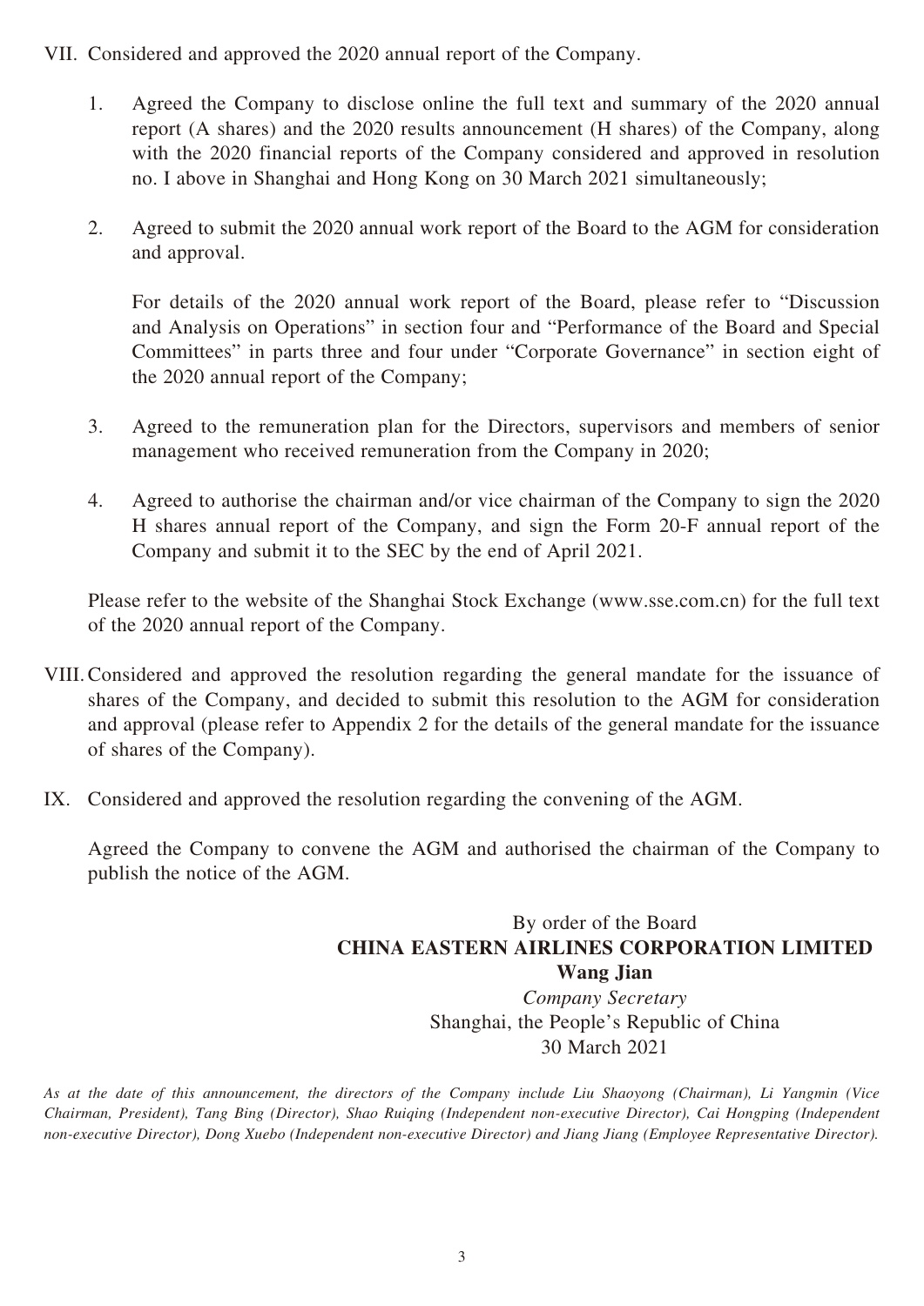VII. Considered and approved the 2020 annual report of the Company.

1. Agreed the Company to disclose online the full text and summary of the 2020 annual report (A shares) and the 2020 results announcement (H shares) of the Company, along with the 2020 financial reports of the Company considered and approved in resolution no. I above in Shanghai and Hong Kong on 30 March 2021 simultaneously;

2. Agreed to submit the 2020 annual work report of the Board to the AGM for consideration and approval.

   For details of the 2020 annual work report of the Board, please refer to "Discussion and Analysis on Operations" in section four and "Performance of the Board and Special Committees" in parts three and four under "Corporate Governance" in section eight of the 2020 annual report of the Company;

3. Agreed to the remuneration plan for the Directors, supervisors and members of senior management who received remuneration from the Company in 2020;

4. Agreed to authorise the chairman and/or vice chairman of the Company to sign the 2020 H shares annual report of the Company, and sign the Form 20-F annual report of the Company and submit it to the SEC by the end of April 2021.

Please refer to the website of the Shanghai Stock Exchange (www.sse.com.cn) for the full text of the 2020 annual report of the Company.

VIII. Considered and approved the resolution regarding the general mandate for the issuance of shares of the Company, and decided to submit this resolution to the AGM for consideration and approval (please refer to Appendix 2 for the details of the general mandate for the issuance of shares of the Company).

IX. Considered and approved the resolution regarding the convening of the AGM.

Agreed the Company to convene the AGM and authorised the chairman of the Company to publish the notice of the AGM.

By order of the Board
**CHINA EASTERN AIRLINES CORPORATION LIMITED**
**Wang Jian**
*Company Secretary*
Shanghai, the People's Republic of China
30 March 2021

*As at the date of this announcement, the directors of the Company include Liu Shaoyong (Chairman), Li Yangmin (Vice Chairman, President), Tang Bing (Director), Shao Ruiqing (Independent non-executive Director), Cai Hongping (Independent non-executive Director), Dong Xuebo (Independent non-executive Director) and Jiang Jiang (Employee Representative Director).*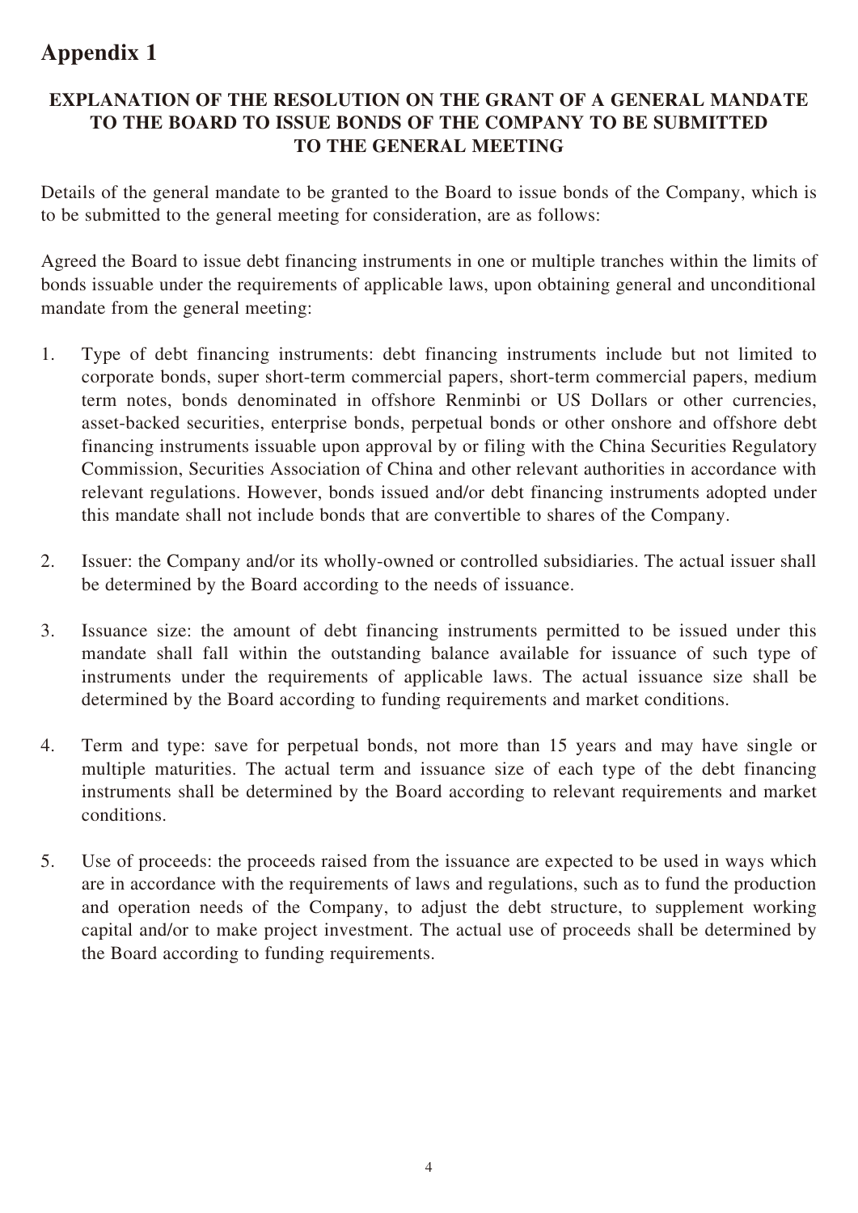# Appendix 1

## EXPLANATION OF THE RESOLUTION ON THE GRANT OF A GENERAL MANDATE TO THE BOARD TO ISSUE BONDS OF THE COMPANY TO BE SUBMITTED TO THE GENERAL MEETING

Details of the general mandate to be granted to the Board to issue bonds of the Company, which is to be submitted to the general meeting for consideration, are as follows:

Agreed the Board to issue debt financing instruments in one or multiple tranches within the limits of bonds issuable under the requirements of applicable laws, upon obtaining general and unconditional mandate from the general meeting:

1. Type of debt financing instruments: debt financing instruments include but not limited to corporate bonds, super short-term commercial papers, short-term commercial papers, medium term notes, bonds denominated in offshore Renminbi or US Dollars or other currencies, asset-backed securities, enterprise bonds, perpetual bonds or other onshore and offshore debt financing instruments issuable upon approval by or filing with the China Securities Regulatory Commission, Securities Association of China and other relevant authorities in accordance with relevant regulations. However, bonds issued and/or debt financing instruments adopted under this mandate shall not include bonds that are convertible to shares of the Company.

2. Issuer: the Company and/or its wholly-owned or controlled subsidiaries. The actual issuer shall be determined by the Board according to the needs of issuance.

3. Issuance size: the amount of debt financing instruments permitted to be issued under this mandate shall fall within the outstanding balance available for issuance of such type of instruments under the requirements of applicable laws. The actual issuance size shall be determined by the Board according to funding requirements and market conditions.

4. Term and type: save for perpetual bonds, not more than 15 years and may have single or multiple maturities. The actual term and issuance size of each type of the debt financing instruments shall be determined by the Board according to relevant requirements and market conditions.

5. Use of proceeds: the proceeds raised from the issuance are expected to be used in ways which are in accordance with the requirements of laws and regulations, such as to fund the production and operation needs of the Company, to adjust the debt structure, to supplement working capital and/or to make project investment. The actual use of proceeds shall be determined by the Board according to funding requirements.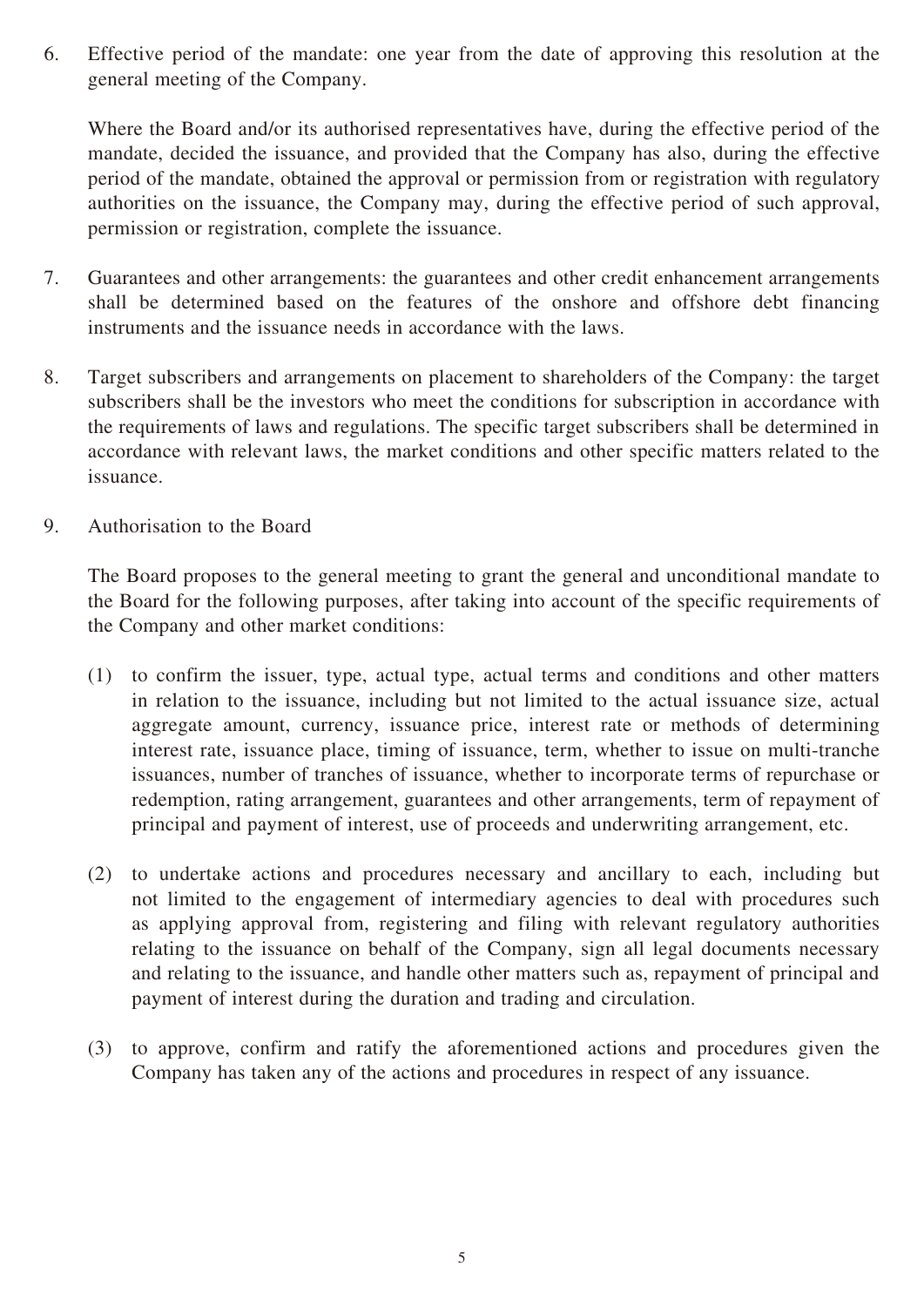6. Effective period of the mandate: one year from the date of approving this resolution at the general meeting of the Company.

   Where the Board and/or its authorised representatives have, during the effective period of the mandate, decided the issuance, and provided that the Company has also, during the effective period of the mandate, obtained the approval or permission from or registration with regulatory authorities on the issuance, the Company may, during the effective period of such approval, permission or registration, complete the issuance.

7. Guarantees and other arrangements: the guarantees and other credit enhancement arrangements shall be determined based on the features of the onshore and offshore debt financing instruments and the issuance needs in accordance with the laws.

8. Target subscribers and arrangements on placement to shareholders of the Company: the target subscribers shall be the investors who meet the conditions for subscription in accordance with the requirements of laws and regulations. The specific target subscribers shall be determined in accordance with relevant laws, the market conditions and other specific matters related to the issuance.

9. Authorisation to the Board

   The Board proposes to the general meeting to grant the general and unconditional mandate to the Board for the following purposes, after taking into account of the specific requirements of the Company and other market conditions:

   (1) to confirm the issuer, type, actual type, actual terms and conditions and other matters in relation to the issuance, including but not limited to the actual issuance size, actual aggregate amount, currency, issuance price, interest rate or methods of determining interest rate, issuance place, timing of issuance, term, whether to issue on multi-tranche issuances, number of tranches of issuance, whether to incorporate terms of repurchase or redemption, rating arrangement, guarantees and other arrangements, term of repayment of principal and payment of interest, use of proceeds and underwriting arrangement, etc.

   (2) to undertake actions and procedures necessary and ancillary to each, including but not limited to the engagement of intermediary agencies to deal with procedures such as applying approval from, registering and filing with relevant regulatory authorities relating to the issuance on behalf of the Company, sign all legal documents necessary and relating to the issuance, and handle other matters such as, repayment of principal and payment of interest during the duration and trading and circulation.

   (3) to approve, confirm and ratify the aforementioned actions and procedures given the Company has taken any of the actions and procedures in respect of any issuance.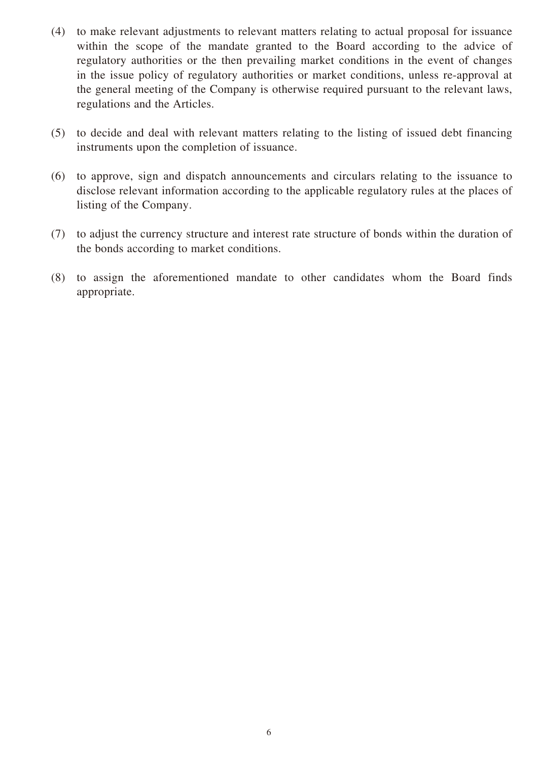(4) to make relevant adjustments to relevant matters relating to actual proposal for issuance within the scope of the mandate granted to the Board according to the advice of regulatory authorities or the then prevailing market conditions in the event of changes in the issue policy of regulatory authorities or market conditions, unless re-approval at the general meeting of the Company is otherwise required pursuant to the relevant laws, regulations and the Articles.

(5) to decide and deal with relevant matters relating to the listing of issued debt financing instruments upon the completion of issuance.

(6) to approve, sign and dispatch announcements and circulars relating to the issuance to disclose relevant information according to the applicable regulatory rules at the places of listing of the Company.

(7) to adjust the currency structure and interest rate structure of bonds within the duration of the bonds according to market conditions.

(8) to assign the aforementioned mandate to other candidates whom the Board finds appropriate.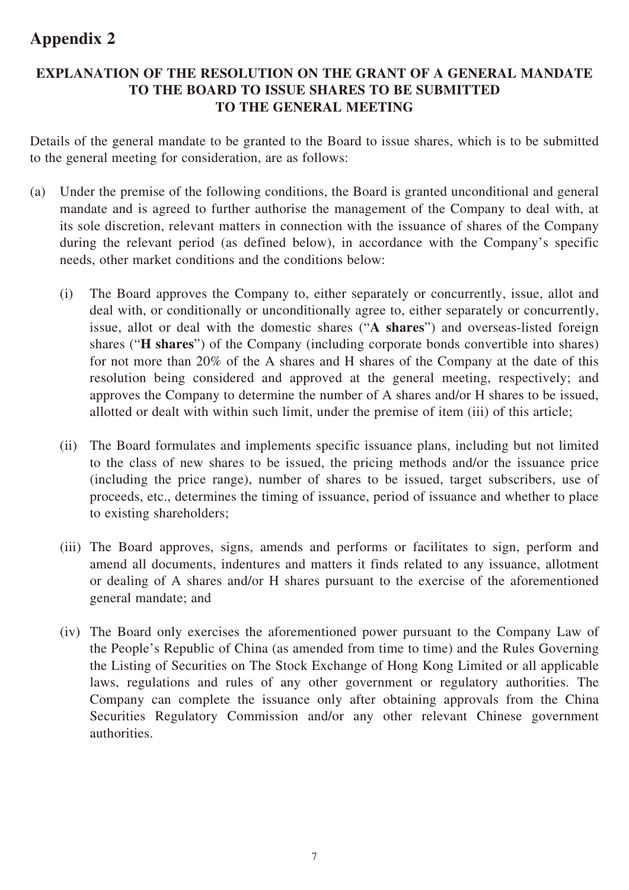# Appendix 2

## EXPLANATION OF THE RESOLUTION ON THE GRANT OF A GENERAL MANDATE TO THE BOARD TO ISSUE SHARES TO BE SUBMITTED TO THE GENERAL MEETING

Details of the general mandate to be granted to the Board to issue shares, which is to be submitted to the general meeting for consideration, are as follows:

(a) Under the premise of the following conditions, the Board is granted unconditional and general mandate and is agreed to further authorise the management of the Company to deal with, at its sole discretion, relevant matters in connection with the issuance of shares of the Company during the relevant period (as defined below), in accordance with the Company's specific needs, other market conditions and the conditions below:

   (i) The Board approves the Company to, either separately or concurrently, issue, allot and deal with, or conditionally or unconditionally agree to, either separately or concurrently, issue, allot or deal with the domestic shares ("**A shares**") and overseas-listed foreign shares ("**H shares**") of the Company (including corporate bonds convertible into shares) for not more than 20% of the A shares and H shares of the Company at the date of this resolution being considered and approved at the general meeting, respectively; and approves the Company to determine the number of A shares and/or H shares to be issued, allotted or dealt with within such limit, under the premise of item (iii) of this article;

   (ii) The Board formulates and implements specific issuance plans, including but not limited to the class of new shares to be issued, the pricing methods and/or the issuance price (including the price range), number of shares to be issued, target subscribers, use of proceeds, etc., determines the timing of issuance, period of issuance and whether to place to existing shareholders;

   (iii) The Board approves, signs, amends and performs or facilitates to sign, perform and amend all documents, indentures and matters it finds related to any issuance, allotment or dealing of A shares and/or H shares pursuant to the exercise of the aforementioned general mandate; and

   (iv) The Board only exercises the aforementioned power pursuant to the Company Law of the People's Republic of China (as amended from time to time) and the Rules Governing the Listing of Securities on The Stock Exchange of Hong Kong Limited or all applicable laws, regulations and rules of any other government or regulatory authorities. The Company can complete the issuance only after obtaining approvals from the China Securities Regulatory Commission and/or any other relevant Chinese government authorities.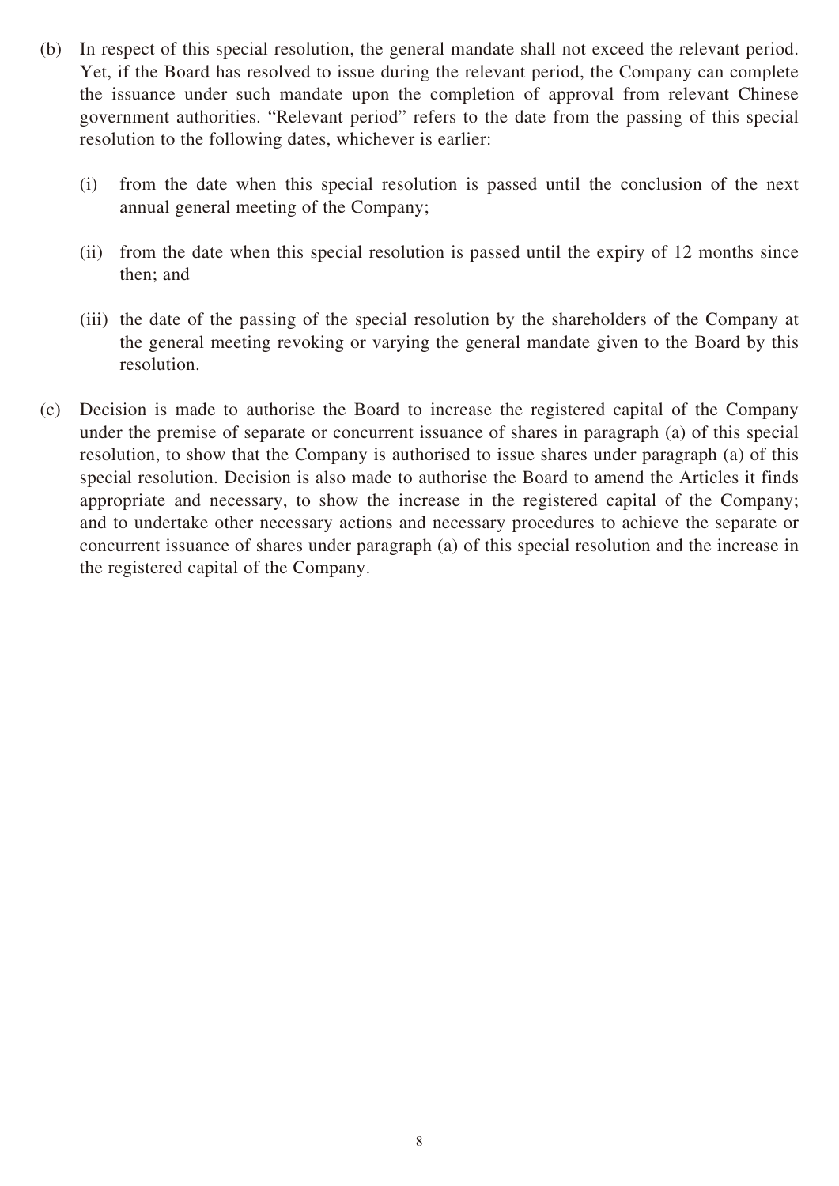(b) In respect of this special resolution, the general mandate shall not exceed the relevant period. Yet, if the Board has resolved to issue during the relevant period, the Company can complete the issuance under such mandate upon the completion of approval from relevant Chinese government authorities. "Relevant period" refers to the date from the passing of this special resolution to the following dates, whichever is earlier:

   (i) from the date when this special resolution is passed until the conclusion of the next annual general meeting of the Company;

   (ii) from the date when this special resolution is passed until the expiry of 12 months since then; and

   (iii) the date of the passing of the special resolution by the shareholders of the Company at the general meeting revoking or varying the general mandate given to the Board by this resolution.

(c) Decision is made to authorise the Board to increase the registered capital of the Company under the premise of separate or concurrent issuance of shares in paragraph (a) of this special resolution, to show that the Company is authorised to issue shares under paragraph (a) of this special resolution. Decision is also made to authorise the Board to amend the Articles it finds appropriate and necessary, to show the increase in the registered capital of the Company; and to undertake other necessary actions and necessary procedures to achieve the separate or concurrent issuance of shares under paragraph (a) of this special resolution and the increase in the registered capital of the Company.